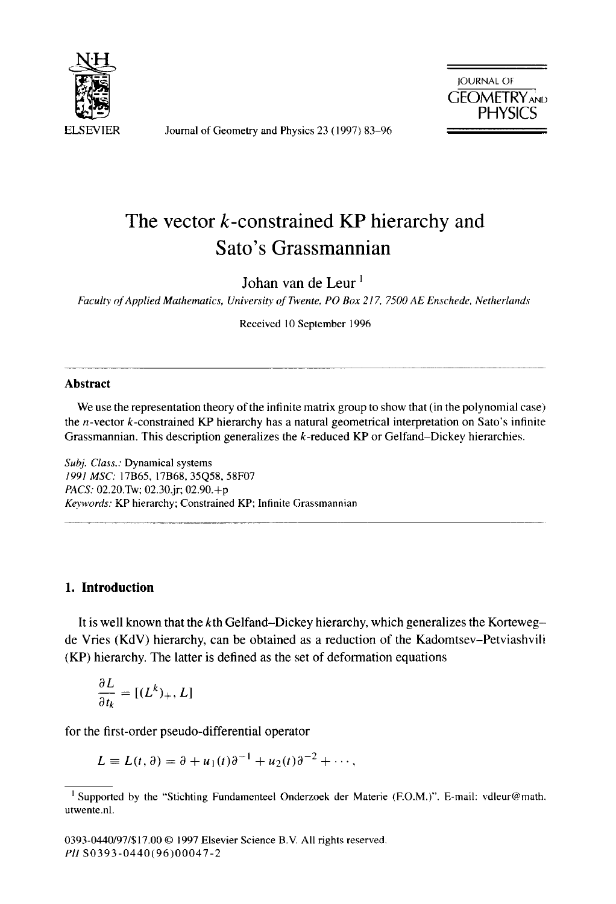# The vector $k$-constrained KP hierarchy and Sato's Grassmannian

Johan van de Leur [1]

*Faculty of Applied Mathematics, University of Twente, PO Box 217, 7500 AE Enschede, Netherlands*

Received 10 September 1996

---

### Abstract

We use the representation theory of the infinite matrix group to show that (in the polynomial case) the $n$-vector $k$-constrained KP hierarchy has a natural geometrical interpretation on Sato's infinite Grassmannian. This description generalizes the $k$-reduced KP or Gelfand–Dickey hierarchies.

*Subj. Class.:* Dynamical systems
*1991 MSC:* 17B65, 17B68, 35Q58, 58F07
*PACS:* 02.20.Tw; 02.30.jr; 02.90.+p
*Keywords:* KP hierarchy; Constrained KP; Infinite Grassmannian

---

## 1. Introduction

It is well known that the $k$th Gelfand–Dickey hierarchy, which generalizes the Korteweg–de Vries (KdV) hierarchy, can be obtained as a reduction of the Kadomtsev–Petviashvili (KP) hierarchy. The latter is defined as the set of deformation equations

$$\frac{\partial L}{\partial t_k} = [(L^k)_+, L]$$

for the first-order pseudo-differential operator

$$L \equiv L(t, \partial) = \partial + u_1(t)\partial^{-1} + u_2(t)\partial^{-2} + \cdots,$$

[1] Supported by the "Stichting Fundamenteel Onderzoek der Materie (F.O.M.)". E-mail: vdleur@math.utwente.nl.

0393-0440/97/$17.00 © 1997 Elsevier Science B.V. All rights reserved.
*PII* S0393-0440(96)00047-2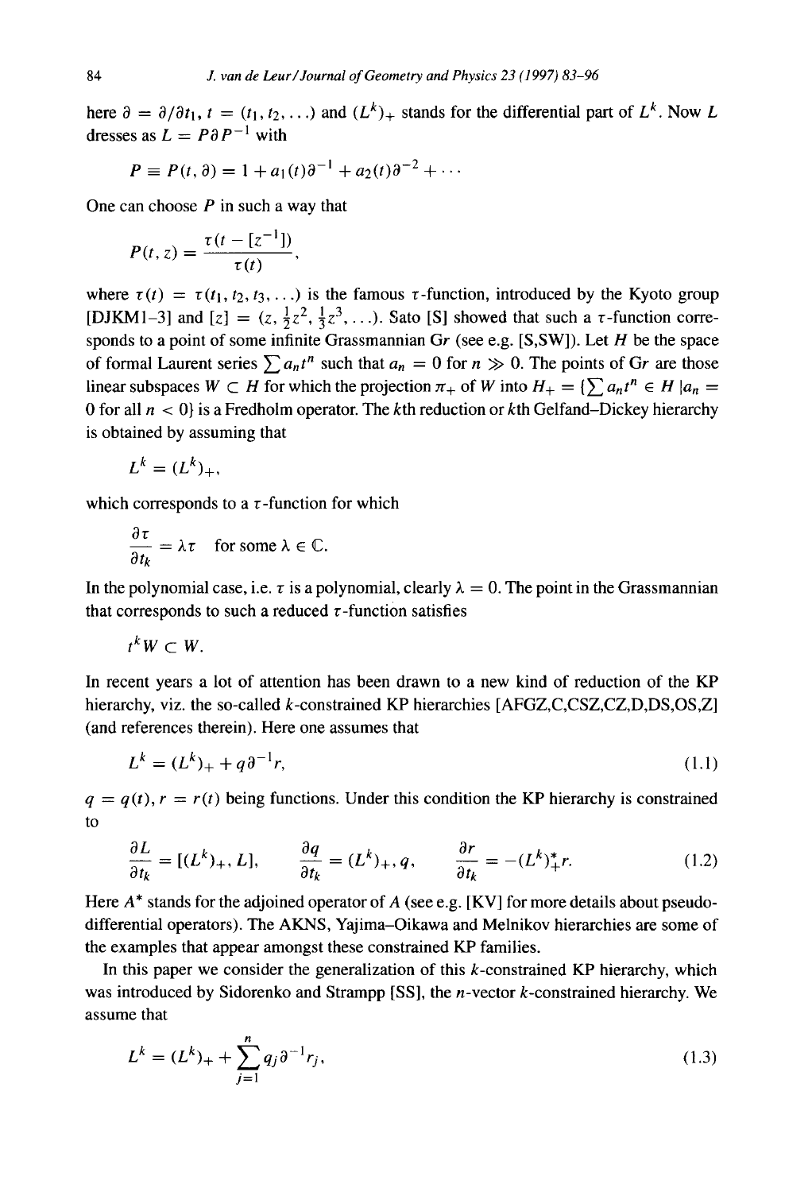here $\partial = \partial/\partial t_1$, $t = (t_1, t_2, \ldots)$ and $(L^k)_+$ stands for the differential part of $L^k$. Now $L$ dresses as $L = P\partial P^{-1}$ with

$$P \equiv P(t, \partial) = 1 + a_1(t)\partial^{-1} + a_2(t)\partial^{-2} + \cdots$$

One can choose $P$ in such a way that

$$P(t, z) = \frac{\tau(t - [z^{-1}])}{\tau(t)},$$

where $\tau(t) = \tau(t_1, t_2, t_3, \ldots)$ is the famous $\tau$-function, introduced by the Kyoto group [DJKM1–3] and $[z] = (z, \frac{1}{2}z^2, \frac{1}{3}z^3, \ldots)$. Sato [S] showed that such a $\tau$-function corresponds to a point of some infinite Grassmannian $Gr$ (see e.g. [S,SW]). Let $H$ be the space of formal Laurent series $\sum a_n t^n$ such that $a_n = 0$ for $n \gg 0$. The points of $Gr$ are those linear subspaces $W \subset H$ for which the projection $\pi_+$ of $W$ into $H_+ = \{\sum a_n t^n \in H \,|a_n = 0$ for all $n < 0\}$ is a Fredholm operator. The $k$th reduction or $k$th Gelfand–Dickey hierarchy is obtained by assuming that

$$L^k = (L^k)_+,$$

which corresponds to a $\tau$-function for which

$$\frac{\partial \tau}{\partial t_k} = \lambda \tau \quad \text{for some } \lambda \in \mathbb{C}.$$

In the polynomial case, i.e. $\tau$ is a polynomial, clearly $\lambda = 0$. The point in the Grassmannian that corresponds to such a reduced $\tau$-function satisfies

$$t^k W \subset W.$$

In recent years a lot of attention has been drawn to a new kind of reduction of the KP hierarchy, viz. the so-called $k$-constrained KP hierarchies [AFGZ,C,CSZ,CZ,D,DS,OS,Z] (and references therein). Here one assumes that

$$L^k = (L^k)_+ + q\partial^{-1}r, \tag{1.1}$$

$q = q(t), r = r(t)$ being functions. Under this condition the KP hierarchy is constrained to

$$\frac{\partial L}{\partial t_k} = [(L^k)_+, L], \qquad \frac{\partial q}{\partial t_k} = (L^k)_+ q, \qquad \frac{\partial r}{\partial t_k} = -(L^k)_+^* r. \tag{1.2}$$

Here $A^*$ stands for the adjoined operator of $A$ (see e.g. [KV] for more details about pseudo-differential operators). The AKNS, Yajima–Oikawa and Melnikov hierarchies are some of the examples that appear amongst these constrained KP families.

In this paper we consider the generalization of this $k$-constrained KP hierarchy, which was introduced by Sidorenko and Strampp [SS], the $n$-vector $k$-constrained hierarchy. We assume that

$$L^k = (L^k)_+ + \sum_{j=1}^{n} q_j \partial^{-1} r_j, \tag{1.3}$$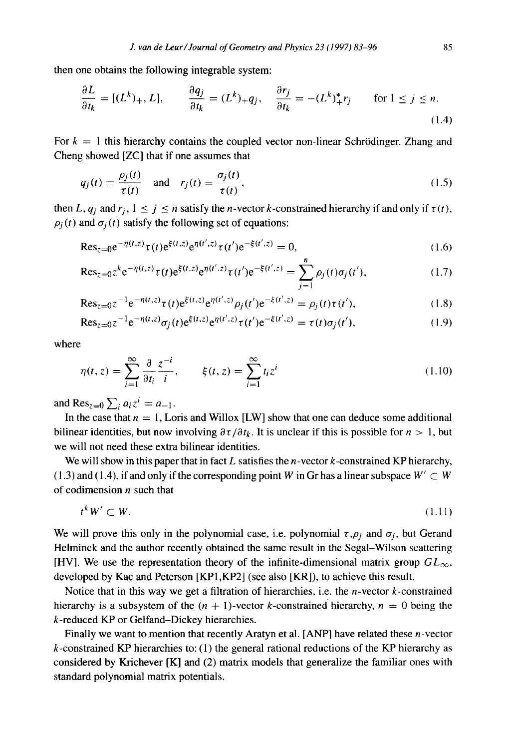then one obtains the following integrable system:

$$
\frac{\partial L}{\partial t_k} = [(L^k)_+, L], \quad \frac{\partial q_j}{\partial t_k} = (L^k)_+ q_j, \quad \frac{\partial r_j}{\partial t_k} = -(L^k)_+^* r_j \quad \text{for } 1 \le j \le n. \tag{1.4}
$$

For $k = 1$ this hierarchy contains the coupled vector non-linear Schrödinger. Zhang and Cheng showed [ZC] that if one assumes that

$$
q_j(t) = \frac{\rho_j(t)}{\tau(t)} \quad \text{and} \quad r_j(t) = \frac{\sigma_j(t)}{\tau(t)}, \tag{1.5}
$$

then $L$, $q_j$ and $r_j$, $1 \le j \le n$ satisfy the $n$-vector $k$-constrained hierarchy if and only if $\tau(t)$, $\rho_j(t)$ and $\sigma_j(t)$ satisfy the following set of equations:

$$
\mathrm{Res}_{z=0} e^{-\eta(t,z)} \tau(t) e^{\xi(t,z)} e^{\eta(t',z)} \tau(t') e^{-\xi(t',z)} = 0, \tag{1.6}
$$

$$
\mathrm{Res}_{z=0} z^k e^{-\eta(t,z)} \tau(t) e^{\xi(t,z)} e^{\eta(t',z)} \tau(t') e^{-\xi(t',z)} = \sum_{j=1}^{n} \rho_j(t) \sigma_j(t'), \tag{1.7}
$$

$$
\mathrm{Res}_{z=0} z^{-1} e^{-\eta(t,z)} \tau(t) e^{\xi(t,z)} e^{\eta(t',z)} \rho_j(t') e^{-\xi(t',z)} = \rho_j(t) \tau(t'), \tag{1.8}
$$

$$
\mathrm{Res}_{z=0} z^{-1} e^{-\eta(t,z)} \sigma_j(t) e^{\xi(t,z)} e^{\eta(t',z)} \tau(t') e^{-\xi(t',z)} = \tau(t) \sigma_j(t'), \tag{1.9}
$$

where

$$
\eta(t,z) = \sum_{i=1}^{\infty} \frac{\partial}{\partial t_i} \frac{z^{-i}}{i}, \qquad \xi(t,z) = \sum_{i=1}^{\infty} t_i z^i \tag{1.10}
$$

and $\mathrm{Res}_{z=0} \sum_i a_i z^i = a_{-1}$.

In the case that $n = 1$, Loris and Willox [LW] show that one can deduce some additional bilinear identities, but now involving $\partial\tau/\partial t_k$. It is unclear if this is possible for $n > 1$, but we will not need these extra bilinear identities.

We will show in this paper that in fact $L$ satisfies the $n$-vector $k$-constrained KP hierarchy, (1.3) and (1.4), if and only if the corresponding point $W$ in Gr has a linear subspace $W' \subset W$ of codimension $n$ such that

$$
t^k W' \subset W. \tag{1.11}
$$

We will prove this only in the polynomial case, i.e. polynomial $\tau$, $\rho_j$ and $\sigma_j$, but Gerand Helminck and the author recently obtained the same result in the Segal–Wilson scattering [HV]. We use the representation theory of the infinite-dimensional matrix group $GL_\infty$, developed by Kac and Peterson [KP1,KP2] (see also [KR]), to achieve this result.

Notice that in this way we get a filtration of hierarchies, i.e. the $n$-vector $k$-constrained hierarchy is a subsystem of the $(n+1)$-vector $k$-constrained hierarchy, $n = 0$ being the $k$-reduced KP or Gelfand–Dickey hierarchies.

Finally we want to mention that recently Aratyn et al. [ANP] have related these $n$-vector $k$-constrained KP hierarchies to: (1) the general rational reductions of the KP hierarchy as considered by Krichever [K] and (2) matrix models that generalize the familiar ones with standard polynomial matrix potentials.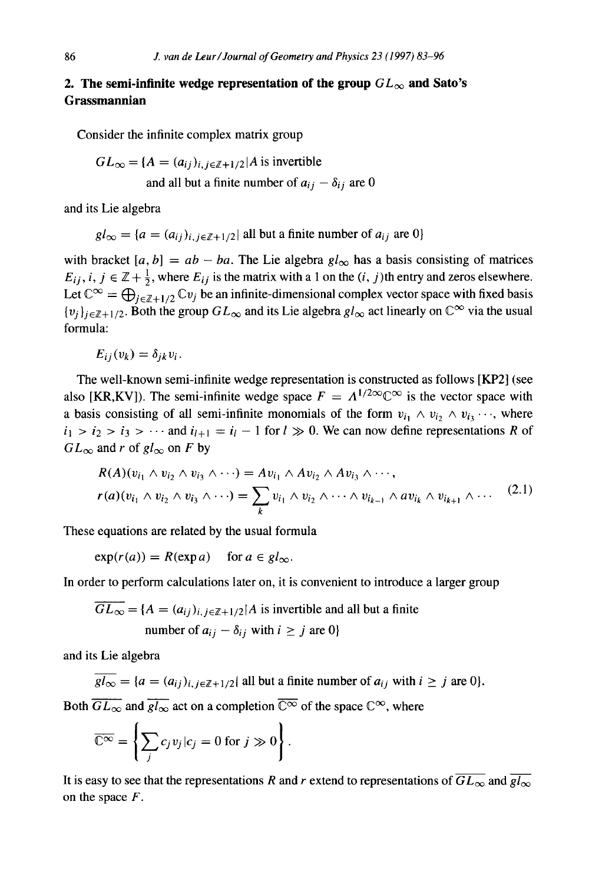## 2. The semi-infinite wedge representation of the group $GL_\infty$ and Sato's Grassmannian

Consider the infinite complex matrix group

$$GL_\infty = \{A = (a_{ij})_{i,j\in\mathbb{Z}+1/2} | A \text{ is invertible and all but a finite number of } a_{ij} - \delta_{ij} \text{ are } 0$$

and its Lie algebra

$$gl_\infty = \{a = (a_{ij})_{i,j\in\mathbb{Z}+1/2} | \text{ all but a finite number of } a_{ij} \text{ are } 0\}$$

with bracket $[a, b] = ab - ba$. The Lie algebra $gl_\infty$ has a basis consisting of matrices $E_{ij}$, $i, j \in \mathbb{Z} + \frac{1}{2}$, where $E_{ij}$ is the matrix with a 1 on the $(i, j)$th entry and zeros elsewhere. Let $\mathbb{C}^\infty = \bigoplus_{j\in\mathbb{Z}+1/2} \mathbb{C}v_j$ be an infinite-dimensional complex vector space with fixed basis $\{v_j\}_{j\in\mathbb{Z}+1/2}$. Both the group $GL_\infty$ and its Lie algebra $gl_\infty$ act linearly on $\mathbb{C}^\infty$ via the usual formula:

$$E_{ij}(v_k) = \delta_{jk} v_i.$$

The well-known semi-infinite wedge representation is constructed as follows [KP2] (see also [KR,KV]). The semi-infinite wedge space $F = \Lambda^{1/2\infty}\mathbb{C}^\infty$ is the vector space with a basis consisting of all semi-infinite monomials of the form $v_{i_1} \wedge v_{i_2} \wedge v_{i_3} \cdots$, where $i_1 > i_2 > i_3 > \cdots$ and $i_{l+1} = i_l - 1$ for $l \gg 0$. We can now define representations $R$ of $GL_\infty$ and $r$ of $gl_\infty$ on $F$ by

$$\begin{aligned} R(A)(v_{i_1} \wedge v_{i_2} \wedge v_{i_3} \wedge \cdots) &= Av_{i_1} \wedge Av_{i_2} \wedge Av_{i_3} \wedge \cdots, \\ r(a)(v_{i_1} \wedge v_{i_2} \wedge v_{i_3} \wedge \cdots) &= \sum_k v_{i_1} \wedge v_{i_2} \wedge \cdots \wedge v_{i_{k-1}} \wedge av_{i_k} \wedge v_{i_{k+1}} \wedge \cdots \end{aligned} \tag{2.1}$$

These equations are related by the usual formula

$$\exp(r(a)) = R(\exp a) \quad \text{for } a \in gl_\infty.$$

In order to perform calculations later on, it is convenient to introduce a larger group

$$\overline{GL_\infty} = \{A = (a_{ij})_{i,j\in\mathbb{Z}+1/2} | A \text{ is invertible and all but a finite number of } a_{ij} - \delta_{ij} \text{ with } i \geq j \text{ are } 0\}$$

and its Lie algebra

$$\overline{gl_\infty} = \{a = (a_{ij})_{i,j\in\mathbb{Z}+1/2} | \text{ all but a finite number of } a_{ij} \text{ with } i \geq j \text{ are } 0\}.$$

Both $\overline{GL_\infty}$ and $\overline{gl_\infty}$ act on a completion $\overline{\mathbb{C}^\infty}$ of the space $\mathbb{C}^\infty$, where

$$\overline{\mathbb{C}^\infty} = \left\{ \sum_j c_j v_j | c_j = 0 \text{ for } j \gg 0 \right\}.$$

It is easy to see that the representations $R$ and $r$ extend to representations of $\overline{GL_\infty}$ and $\overline{gl_\infty}$ on the space $F$.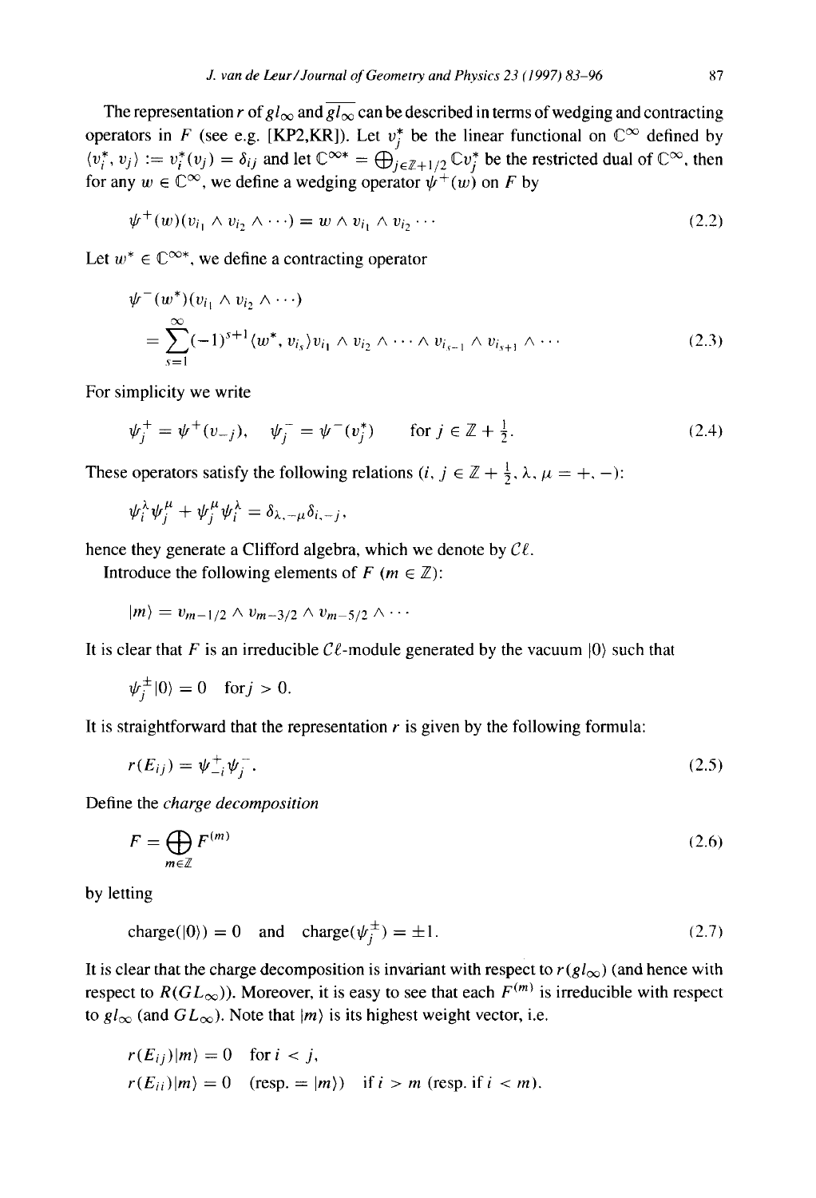The representation $r$ of $gl_\infty$ and $\overline{gl_\infty}$ can be described in terms of wedging and contracting operators in $F$ (see e.g. [KP2,KR]). Let $v_j^*$ be the linear functional on $\mathbb{C}^\infty$ defined by $\langle v_i^*, v_j\rangle := v_i^*(v_j) = \delta_{ij}$ and let $\mathbb{C}^{\infty *} = \bigoplus_{j\in\mathbb{Z}+1/2} \mathbb{C}v_j^*$ be the restricted dual of $\mathbb{C}^\infty$, then for any $w \in \mathbb{C}^\infty$, we define a wedging operator $\psi^+(w)$ on $F$ by

$$\psi^+(w)(v_{i_1} \wedge v_{i_2} \wedge \cdots) = w \wedge v_{i_1} \wedge v_{i_2} \cdots \tag{2.2}$$

Let $w^* \in \mathbb{C}^{\infty *}$, we define a contracting operator

$$\begin{aligned} &\psi^-(w^*)(v_{i_1} \wedge v_{i_2} \wedge \cdots) \\ &= \sum_{s=1}^{\infty} (-1)^{s+1} \langle w^*, v_{i_s}\rangle v_{i_1} \wedge v_{i_2} \wedge \cdots \wedge v_{i_{s-1}} \wedge v_{i_{s+1}} \wedge \cdots \end{aligned} \tag{2.3}$$

For simplicity we write

$$\psi_j^+ = \psi^+(v_{-j}), \quad \psi_j^- = \psi^-(v_j^*) \qquad \text{for } j \in \mathbb{Z} + \tfrac{1}{2}. \tag{2.4}$$

These operators satisfy the following relations ($i, j \in \mathbb{Z} + \frac{1}{2}$, $\lambda, \mu = +, -$):

$$\psi_i^\lambda \psi_j^\mu + \psi_j^\mu \psi_i^\lambda = \delta_{\lambda,-\mu}\delta_{i,-j},$$

hence they generate a Clifford algebra, which we denote by $\mathcal{C}\ell$.

Introduce the following elements of $F$ ($m \in \mathbb{Z}$):

$$|m\rangle = v_{m-1/2} \wedge v_{m-3/2} \wedge v_{m-5/2} \wedge \cdots$$

It is clear that $F$ is an irreducible $\mathcal{C}\ell$-module generated by the vacuum $|0\rangle$ such that

$$\psi_j^\pm |0\rangle = 0 \quad \text{for} j > 0.$$

It is straightforward that the representation $r$ is given by the following formula:

$$r(E_{ij}) = \psi_{-i}^+ \psi_j^-. \tag{2.5}$$

Define the *charge decomposition*

$$F = \bigoplus_{m\in\mathbb{Z}} F^{(m)} \tag{2.6}$$

by letting

$$\text{charge}(|0\rangle) = 0 \quad \text{and} \quad \text{charge}(\psi_j^\pm) = \pm 1. \tag{2.7}$$

It is clear that the charge decomposition is invariant with respect to $r(gl_\infty)$ (and hence with respect to $R(GL_\infty)$). Moreover, it is easy to see that each $F^{(m)}$ is irreducible with respect to $gl_\infty$ (and $GL_\infty$). Note that $|m\rangle$ is its highest weight vector, i.e.

$$r(E_{ij})|m\rangle = 0 \quad \text{for } i < j,$$
$$r(E_{ii})|m\rangle = 0 \quad (\text{resp.} = |m\rangle) \quad \text{if } i > m \text{ (resp. if } i < m).$$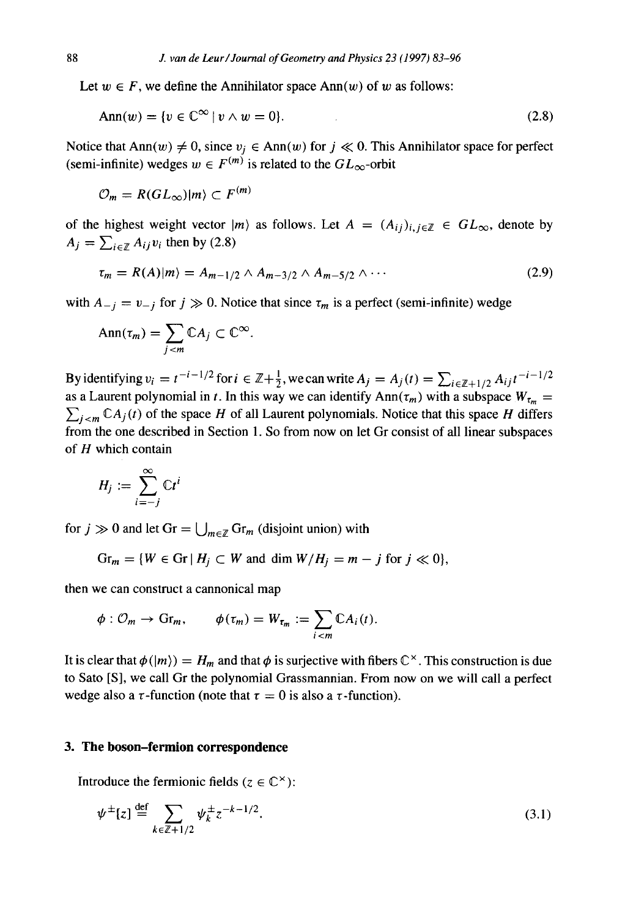Let $w \in F$, we define the Annihilator space $\mathrm{Ann}(w)$ of $w$ as follows:

$$\mathrm{Ann}(w) = \{v \in \mathbb{C}^\infty \mid v \wedge w = 0\}. \tag{2.8}$$

Notice that $\mathrm{Ann}(w) \neq 0$, since $v_j \in \mathrm{Ann}(w)$ for $j \ll 0$. This Annihilator space for perfect (semi-infinite) wedges $w \in F^{(m)}$ is related to the $GL_\infty$-orbit

$$\mathcal{O}_m = R(GL_\infty)|m\rangle \subset F^{(m)}$$

of the highest weight vector $|m\rangle$ as follows. Let $A = (A_{ij})_{i,j \in \mathbb{Z}} \in GL_\infty$, denote by $A_j = \sum_{i\in\mathbb{Z}} A_{ij} v_i$ then by (2.8)

$$\tau_m = R(A)|m\rangle = A_{m-1/2} \wedge A_{m-3/2} \wedge A_{m-5/2} \wedge \cdots \tag{2.9}$$

with $A_{-j} = v_{-j}$ for $j \gg 0$. Notice that since $\tau_m$ is a perfect (semi-infinite) wedge

$$\mathrm{Ann}(\tau_m) = \sum_{j<m} \mathbb{C}A_j \subset \mathbb{C}^\infty.$$

By identifying $v_i = t^{-i-1/2}$ for $i \in \mathbb{Z}+\frac{1}{2}$, we can write $A_j = A_j(t) = \sum_{i\in\mathbb{Z}+1/2} A_{ij} t^{-i-1/2}$ as a Laurent polynomial in $t$. In this way we can identify $\mathrm{Ann}(\tau_m)$ with a subspace $W_{\tau_m} = \sum_{j<m} \mathbb{C}A_j(t)$ of the space $H$ of all Laurent polynomials. Notice that this space $H$ differs from the one described in Section 1. So from now on let Gr consist of all linear subspaces of $H$ which contain

$$H_j := \sum_{i=-j}^{\infty} \mathbb{C}t^i$$

for $j \gg 0$ and let $\mathrm{Gr} = \bigcup_{m\in\mathbb{Z}} \mathrm{Gr}_m$ (disjoint union) with

$$\mathrm{Gr}_m = \{W \in \mathrm{Gr} \mid H_j \subset W \text{ and } \dim W/H_j = m - j \text{ for } j \ll 0\},$$

then we can construct a cannonical map

$$\phi : \mathcal{O}_m \to \mathrm{Gr}_m, \qquad \phi(\tau_m) = W_{\tau_m} := \sum_{i<m} \mathbb{C}A_i(t).$$

It is clear that $\phi(|m\rangle) = H_m$ and that $\phi$ is surjective with fibers $\mathbb{C}^\times$. This construction is due to Sato [S], we call Gr the polynomial Grassmannian. From now on we will call a perfect wedge also a $\tau$-function (note that $\tau = 0$ is also a $\tau$-function).

## 3. The boson–fermion correspondence

Introduce the fermionic fields ($z \in \mathbb{C}^\times$):

$$\psi^\pm[z] \stackrel{\mathrm{def}}{=} \sum_{k\in\mathbb{Z}+1/2} \psi_k^\pm z^{-k-1/2}. \tag{3.1}$$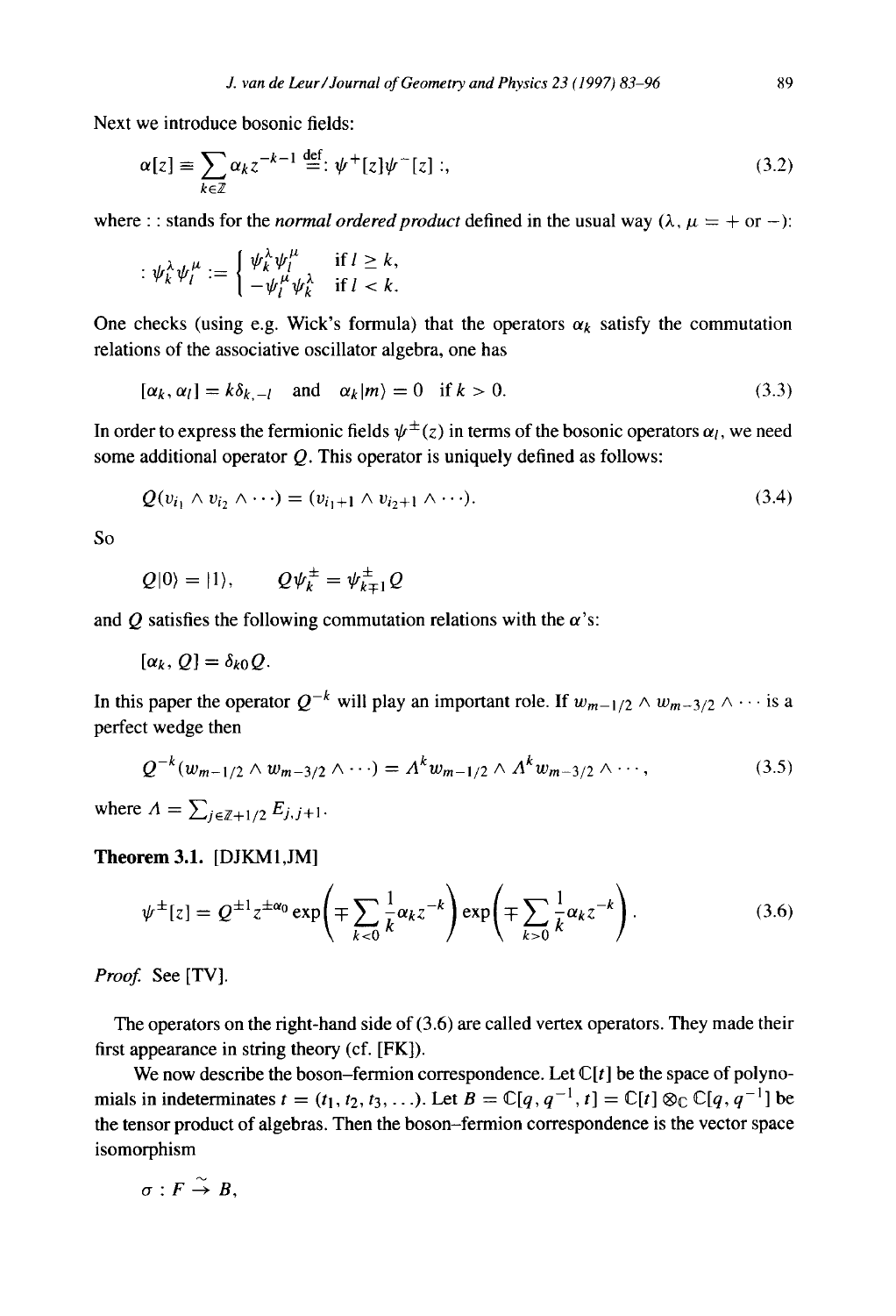Next we introduce bosonic fields:

$$\alpha[z] \equiv \sum_{k\in\mathbb{Z}} \alpha_k z^{-k-1} \stackrel{\text{def}}{=} : \psi^+[z]\psi^-[z] :, \tag{3.2}$$

where : : stands for the *normal ordered product* defined in the usual way ($\lambda, \mu = +$ or $-$):

$$: \psi_k^\lambda \psi_l^\mu := \begin{cases} \psi_k^\lambda \psi_l^\mu & \text{if } l \geq k, \\ -\psi_l^\mu \psi_k^\lambda & \text{if } l < k. \end{cases}$$

One checks (using e.g. Wick's formula) that the operators $\alpha_k$ satisfy the commutation relations of the associative oscillator algebra, one has

$$[\alpha_k, \alpha_l] = k\delta_{k,-l} \quad \text{and} \quad \alpha_k|m\rangle = 0 \quad \text{if } k > 0. \tag{3.3}$$

In order to express the fermionic fields $\psi^\pm(z)$ in terms of the bosonic operators $\alpha_l$, we need some additional operator $Q$. This operator is uniquely defined as follows:

$$Q(v_{i_1} \wedge v_{i_2} \wedge \cdots) = (v_{i_1+1} \wedge v_{i_2+1} \wedge \cdots). \tag{3.4}$$

So

$$Q|0\rangle = |1\rangle, \qquad Q\psi_k^\pm = \psi_{k\mp 1}^\pm Q$$

and $Q$ satisfies the following commutation relations with the $\alpha$'s:

$$[\alpha_k, Q] = \delta_{k0} Q.$$

In this paper the operator $Q^{-k}$ will play an important role. If $w_{m-1/2} \wedge w_{m-3/2} \wedge \cdots$ is a perfect wedge then

$$Q^{-k}(w_{m-1/2} \wedge w_{m-3/2} \wedge \cdots) = \Lambda^k w_{m-1/2} \wedge \Lambda^k w_{m-3/2} \wedge \cdots, \tag{3.5}$$

where $\Lambda = \sum_{j\in\mathbb{Z}+1/2} E_{j,j+1}$.

**Theorem 3.1.** [DJKM1,JM]

$$\psi^\pm[z] = Q^{\pm 1} z^{\pm\alpha_0} \exp\left(\mp \sum_{k<0} \frac{1}{k} \alpha_k z^{-k}\right) \exp\left(\mp \sum_{k>0} \frac{1}{k} \alpha_k z^{-k}\right). \tag{3.6}$$

*Proof.* See [TV].

The operators on the right-hand side of (3.6) are called vertex operators. They made their first appearance in string theory (cf. [FK]).

We now describe the boson–fermion correspondence. Let $\mathbb{C}[t]$ be the space of polynomials in indeterminates $t = (t_1, t_2, t_3, \ldots)$. Let $B = \mathbb{C}[q, q^{-1}, t] = \mathbb{C}[t] \otimes_{\mathbb{C}} \mathbb{C}[q, q^{-1}]$ be the tensor product of algebras. Then the boson–fermion correspondence is the vector space isomorphism

$$\sigma : F \xrightarrow{\sim} B,$$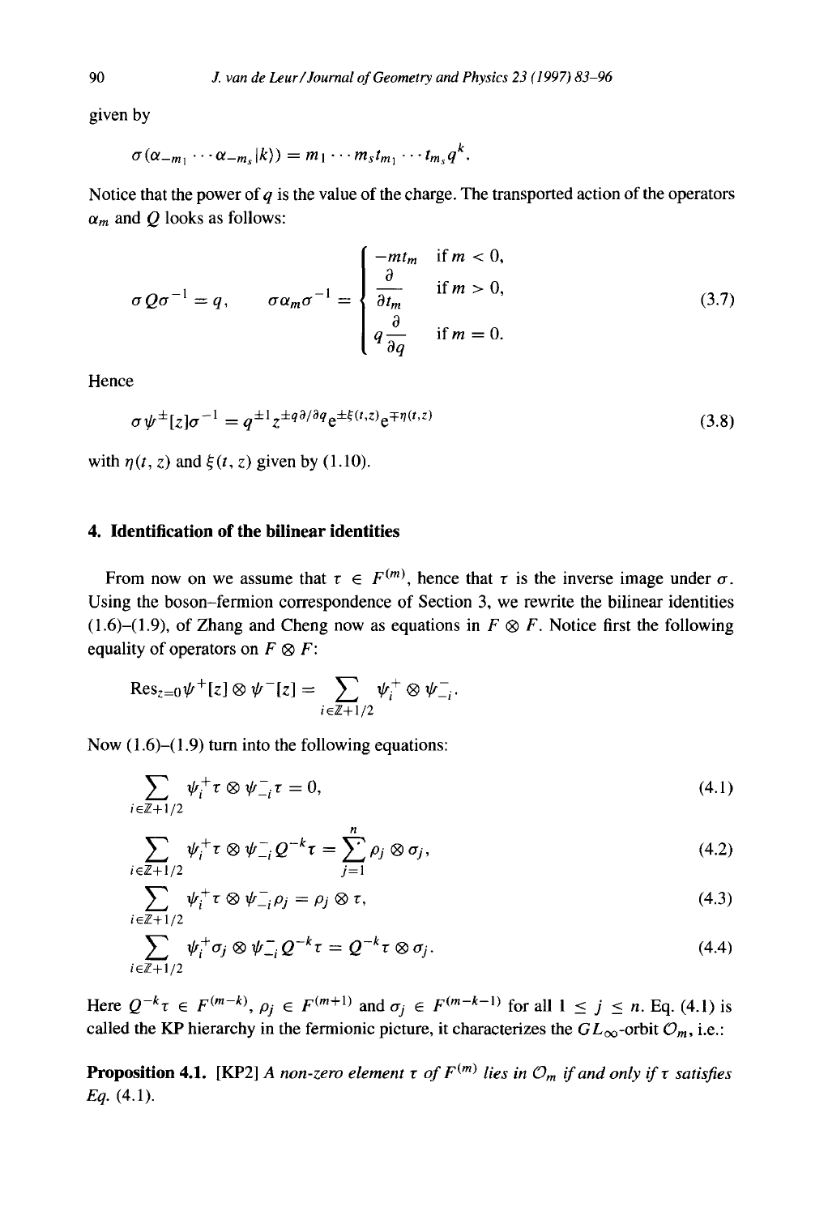given by

$$\sigma(\alpha_{-m_1}\cdots\alpha_{-m_s}|k\rangle) = m_1\cdots m_s t_{m_1}\cdots t_{m_s} q^k.$$

Notice that the power of $q$ is the value of the charge. The transported action of the operators $\alpha_m$ and $Q$ looks as follows:

$$\sigma Q \sigma^{-1} = q, \qquad \sigma\alpha_m\sigma^{-1} = \begin{cases} -mt_m & \text{if } m < 0, \\ \dfrac{\partial}{\partial t_m} & \text{if } m > 0, \\ q\dfrac{\partial}{\partial q} & \text{if } m = 0. \end{cases} \tag{3.7}$$

Hence

$$\sigma\psi^{\pm}[z]\sigma^{-1} = q^{\pm 1} z^{\pm q\partial/\partial q} e^{\pm\xi(t,z)} e^{\mp\eta(t,z)} \tag{3.8}$$

with $\eta(t,z)$ and $\xi(t,z)$ given by (1.10).

## 4. Identification of the bilinear identities

From now on we assume that $\tau \in F^{(m)}$, hence that $\tau$ is the inverse image under $\sigma$. Using the boson–fermion correspondence of Section 3, we rewrite the bilinear identities (1.6)–(1.9), of Zhang and Cheng now as equations in $F \otimes F$. Notice first the following equality of operators on $F \otimes F$:

$$\mathrm{Res}_{z=0}\psi^+[z] \otimes \psi^-[z] = \sum_{i\in\mathbb{Z}+1/2} \psi_i^+ \otimes \psi_{-i}^-.$$

Now (1.6)–(1.9) turn into the following equations:

$$\sum_{i\in\mathbb{Z}+1/2} \psi_i^+\tau \otimes \psi_{-i}^-\tau = 0, \tag{4.1}$$

$$\sum_{i\in\mathbb{Z}+1/2} \psi_i^+\tau \otimes \psi_{-i}^- Q^{-k}\tau = \sum_{j=1}^{n} \rho_j \otimes \sigma_j, \tag{4.2}$$

$$\sum_{i\in\mathbb{Z}+1/2} \psi_i^+\tau \otimes \psi_{-i}^-\rho_j = \rho_j \otimes \tau, \tag{4.3}$$

$$\sum_{i\in\mathbb{Z}+1/2} \psi_i^+\sigma_j \otimes \psi_{-i}^- Q^{-k}\tau = Q^{-k}\tau \otimes \sigma_j. \tag{4.4}$$

Here $Q^{-k}\tau \in F^{(m-k)}$, $\rho_j \in F^{(m+1)}$ and $\sigma_j \in F^{(m-k-1)}$ for all $1 \le j \le n$. Eq. (4.1) is called the KP hierarchy in the fermionic picture, it characterizes the $GL_\infty$-orbit $\mathcal{O}_m$, i.e.:

**Proposition 4.1.** [KP2] *A non-zero element $\tau$ of $F^{(m)}$ lies in $\mathcal{O}_m$ if and only if $\tau$ satisfies Eq.* (4.1).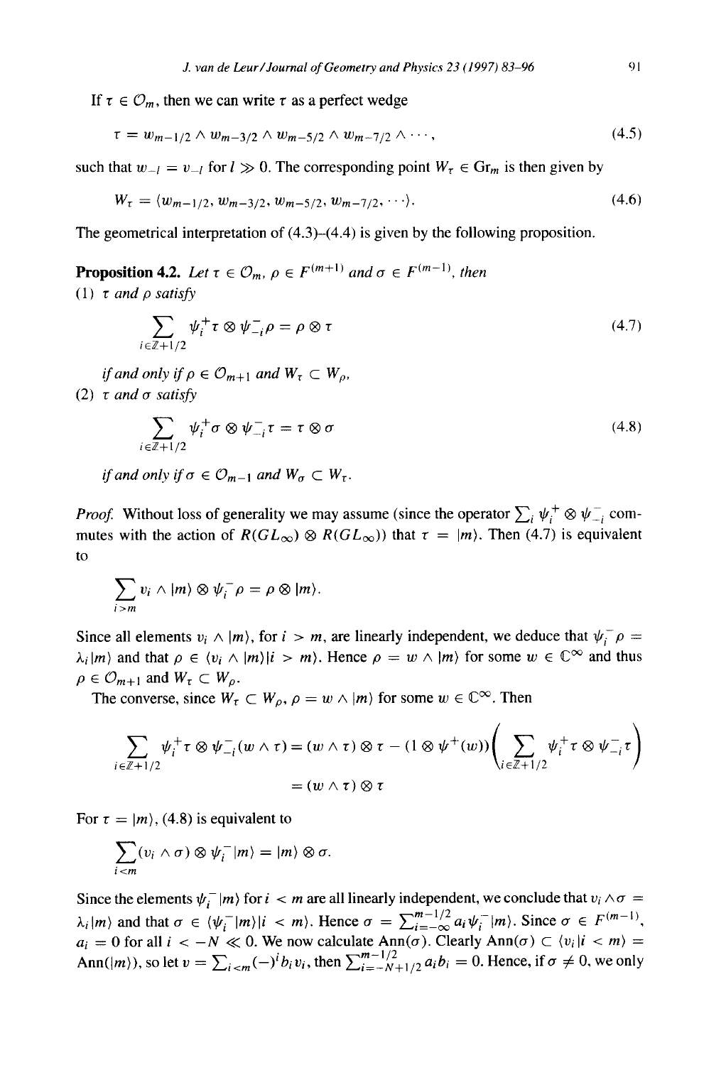If $\tau \in \mathcal{O}_m$, then we can write $\tau$ as a perfect wedge

$$\tau = w_{m-1/2} \wedge w_{m-3/2} \wedge w_{m-5/2} \wedge w_{m-7/2} \wedge \cdots, \tag{4.5}$$

such that $w_{-l} = v_{-l}$ for $l \gg 0$. The corresponding point $W_\tau \in \mathrm{Gr}_m$ is then given by

$$W_\tau = \langle w_{m-1/2}, w_{m-3/2}, w_{m-5/2}, w_{m-7/2}, \cdots \rangle. \tag{4.6}$$

The geometrical interpretation of (4.3)–(4.4) is given by the following proposition.

**Proposition 4.2.** *Let $\tau \in \mathcal{O}_m$, $\rho \in F^{(m+1)}$ and $\sigma \in F^{(m-1)}$, then*
(1) *$\tau$ and $\rho$ satisfy*

$$\sum_{i \in \mathbb{Z}+1/2} \psi_i^+ \tau \otimes \psi_{-i}^- \rho = \rho \otimes \tau \tag{4.7}$$

*if and only if $\rho \in \mathcal{O}_{m+1}$ and $W_\tau \subset W_\rho$,*
(2) *$\tau$ and $\sigma$ satisfy*

$$\sum_{i \in \mathbb{Z}+1/2} \psi_i^+ \sigma \otimes \psi_{-i}^- \tau = \tau \otimes \sigma \tag{4.8}$$

*if and only if $\sigma \in \mathcal{O}_{m-1}$ and $W_\sigma \subset W_\tau$.*

*Proof.* Without loss of generality we may assume (since the operator $\sum_i \psi_i^+ \otimes \psi_{-i}^-$ commutes with the action of $R(GL_\infty) \otimes R(GL_\infty)$) that $\tau = |m\rangle$. Then (4.7) is equivalent to

$$\sum_{i>m} v_i \wedge |m\rangle \otimes \psi_i^- \rho = \rho \otimes |m\rangle.$$

Since all elements $v_i \wedge |m\rangle$, for $i > m$, are linearly independent, we deduce that $\psi_i^- \rho = \lambda_i |m\rangle$ and that $\rho \in \langle v_i \wedge |m\rangle | i > m\rangle$. Hence $\rho = w \wedge |m\rangle$ for some $w \in \mathbb{C}^\infty$ and thus $\rho \in \mathcal{O}_{m+1}$ and $W_\tau \subset W_\rho$.

The converse, since $W_\tau \subset W_\rho$, $\rho = w \wedge |m\rangle$ for some $w \in \mathbb{C}^\infty$. Then

$$\sum_{i \in \mathbb{Z}+1/2} \psi_i^+ \tau \otimes \psi_{-i}^- (w \wedge \tau) = (w \wedge \tau) \otimes \tau - (1 \otimes \psi^+(w)) \left( \sum_{i \in \mathbb{Z}+1/2} \psi_i^+ \tau \otimes \psi_{-i}^- \tau \right)$$
$$= (w \wedge \tau) \otimes \tau$$

For $\tau = |m\rangle$, (4.8) is equivalent to

$$\sum_{i<m} (v_i \wedge \sigma) \otimes \psi_i^- |m\rangle = |m\rangle \otimes \sigma.$$

Since the elements $\psi_i^- |m\rangle$ for $i < m$ are all linearly independent, we conclude that $v_i \wedge \sigma = \lambda_i |m\rangle$ and that $\sigma \in \langle \psi_i^- |m\rangle | i < m\rangle$. Hence $\sigma = \sum_{i=-\infty}^{m-1/2} a_i \psi_i^- |m\rangle$. Since $\sigma \in F^{(m-1)}$, $a_i = 0$ for all $i < -N \ll 0$. We now calculate $\mathrm{Ann}(\sigma)$. Clearly $\mathrm{Ann}(\sigma) \subset \langle v_i | i < m\rangle = \mathrm{Ann}(|m\rangle)$, so let $v = \sum_{i<m} (-)^i b_i v_i$, then $\sum_{i=-N+1/2}^{m-1/2} a_i b_i = 0$. Hence, if $\sigma \neq 0$, we only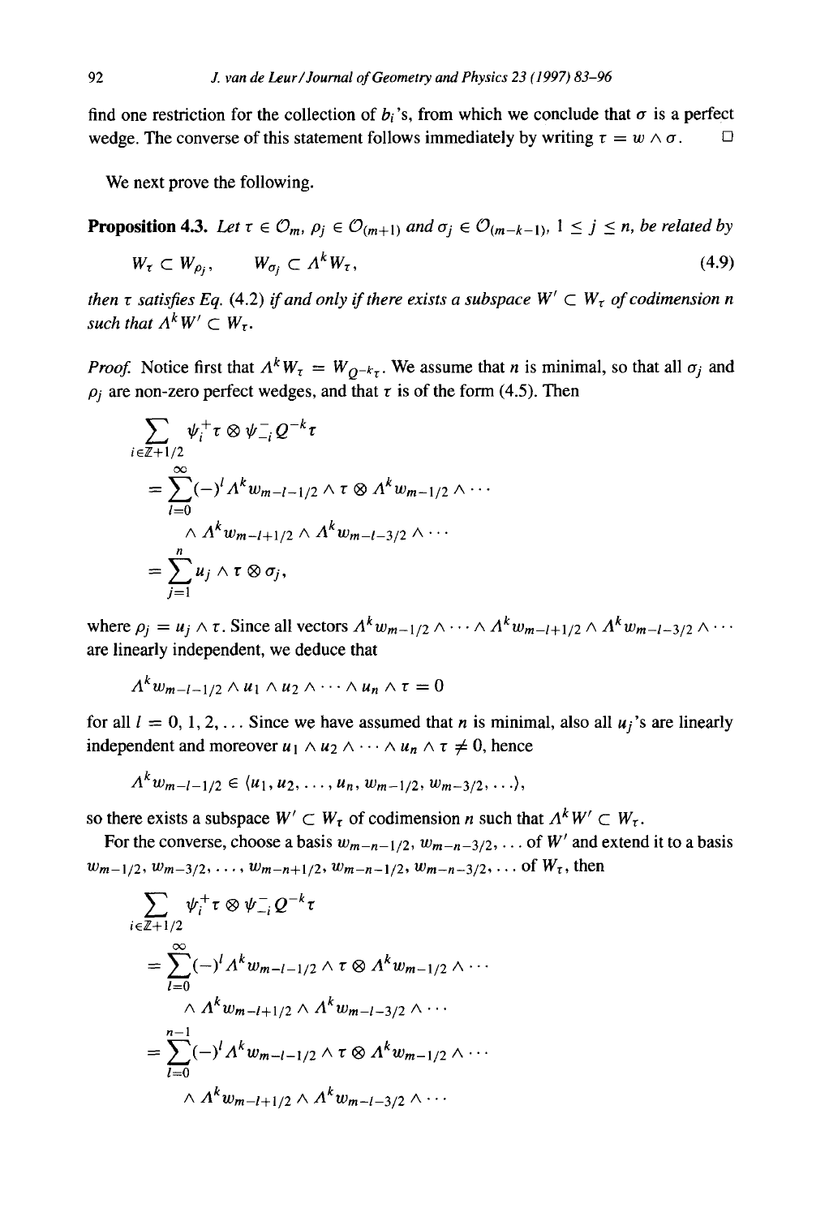find one restriction for the collection of $b_i$'s, from which we conclude that $\sigma$ is a perfect wedge. The converse of this statement follows immediately by writing $\tau = w \wedge \sigma$. $\square$

We next prove the following.

**Proposition 4.3.** *Let $\tau \in \mathcal{O}_m$, $\rho_j \in \mathcal{O}_{(m+1)}$ and $\sigma_j \in \mathcal{O}_{(m-k-1)}$, $1 \le j \le n$, be related by*

$$W_\tau \subset W_{\rho_j}, \qquad W_{\sigma_j} \subset \Lambda^k W_\tau, \tag{4.9}$$

*then $\tau$ satisfies Eq. (4.2) if and only if there exists a subspace $W' \subset W_\tau$ of codimension $n$ such that $\Lambda^k W' \subset W_\tau$.*

*Proof.* Notice first that $\Lambda^k W_\tau = W_{Q^{-k}\tau}$. We assume that $n$ is minimal, so that all $\sigma_j$ and $\rho_j$ are non-zero perfect wedges, and that $\tau$ is of the form (4.5). Then

$$\begin{aligned}
&\sum_{i\in\mathbb{Z}+1/2} \psi_i^+\tau \otimes \psi_{-i}^- Q^{-k}\tau \\
&= \sum_{l=0}^{\infty} (-)^l \Lambda^k w_{m-l-1/2} \wedge \tau \otimes \Lambda^k w_{m-1/2} \wedge \cdots \\
&\qquad \wedge \Lambda^k w_{m-l+1/2} \wedge \Lambda^k w_{m-l-3/2} \wedge \cdots \\
&= \sum_{j=1}^{n} u_j \wedge \tau \otimes \sigma_j,
\end{aligned}$$

where $\rho_j = u_j \wedge \tau$. Since all vectors $\Lambda^k w_{m-1/2} \wedge \cdots \wedge \Lambda^k w_{m-l+1/2} \wedge \Lambda^k w_{m-l-3/2} \wedge \cdots$ are linearly independent, we deduce that

$$\Lambda^k w_{m-l-1/2} \wedge u_1 \wedge u_2 \wedge \cdots \wedge u_n \wedge \tau = 0$$

for all $l = 0, 1, 2, \ldots$ Since we have assumed that $n$ is minimal, also all $u_j$'s are linearly independent and moreover $u_1 \wedge u_2 \wedge \cdots \wedge u_n \wedge \tau \neq 0$, hence

$$\Lambda^k w_{m-l-1/2} \in \langle u_1, u_2, \ldots, u_n, w_{m-1/2}, w_{m-3/2}, \ldots \rangle,$$

so there exists a subspace $W' \subset W_\tau$ of codimension $n$ such that $\Lambda^k W' \subset W_\tau$.

For the converse, choose a basis $w_{m-n-1/2}, w_{m-n-3/2}, \ldots$ of $W'$ and extend it to a basis $w_{m-1/2}, w_{m-3/2}, \ldots, w_{m-n+1/2}, w_{m-n-1/2}, w_{m-n-3/2}, \ldots$ of $W_\tau$, then

$$\begin{aligned}
&\sum_{i\in\mathbb{Z}+1/2} \psi_i^+\tau \otimes \psi_{-i}^- Q^{-k}\tau \\
&= \sum_{l=0}^{\infty} (-)^l \Lambda^k w_{m-l-1/2} \wedge \tau \otimes \Lambda^k w_{m-1/2} \wedge \cdots \\
&\qquad \wedge \Lambda^k w_{m-l+1/2} \wedge \Lambda^k w_{m-l-3/2} \wedge \cdots \\
&= \sum_{l=0}^{n-1} (-)^l \Lambda^k w_{m-l-1/2} \wedge \tau \otimes \Lambda^k w_{m-1/2} \wedge \cdots \\
&\qquad \wedge \Lambda^k w_{m-l+1/2} \wedge \Lambda^k w_{m-l-3/2} \wedge \cdots
\end{aligned}$$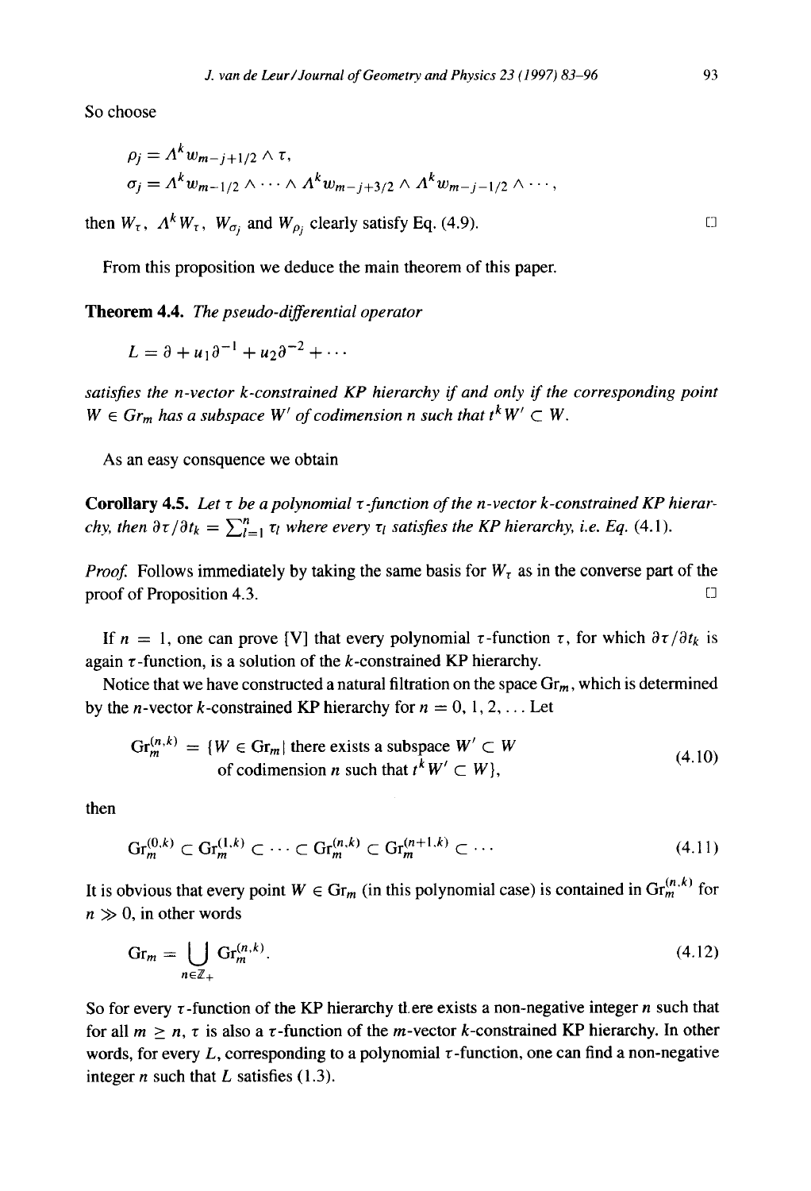So choose

$$\rho_j = \Lambda^k w_{m-j+1/2} \wedge \tau,$$
$$\sigma_j = \Lambda^k w_{m-1/2} \wedge \cdots \wedge \Lambda^k w_{m-j+3/2} \wedge \Lambda^k w_{m-j-1/2} \wedge \cdots,$$

then $W_\tau$, $\Lambda^k W_\tau$, $W_{\sigma_j}$ and $W_{\rho_j}$ clearly satisfy Eq. (4.9). □

From this proposition we deduce the main theorem of this paper.

**Theorem 4.4.** *The pseudo-differential operator*

$$L = \partial + u_1 \partial^{-1} + u_2 \partial^{-2} + \cdots$$

*satisfies the n-vector k-constrained KP hierarchy if and only if the corresponding point $W \in Gr_m$ has a subspace $W'$ of codimension n such that $t^k W' \subset W$.*

As an easy consquence we obtain

**Corollary 4.5.** *Let $\tau$ be a polynomial $\tau$-function of the n-vector k-constrained KP hierarchy, then $\partial \tau / \partial t_k = \sum_{l=1}^{n} \tau_l$ where every $\tau_l$ satisfies the KP hierarchy, i.e. Eq. (4.1).*

*Proof.* Follows immediately by taking the same basis for $W_\tau$ as in the converse part of the proof of Proposition 4.3. □

If $n = 1$, one can prove [V] that every polynomial $\tau$-function $\tau$, for which $\partial\tau/\partial t_k$ is again $\tau$-function, is a solution of the $k$-constrained KP hierarchy.

Notice that we have constructed a natural filtration on the space $\mathrm{Gr}_m$, which is determined by the $n$-vector $k$-constrained KP hierarchy for $n = 0, 1, 2, \ldots$ Let

$$\mathrm{Gr}_m^{(n,k)} = \{W \in \mathrm{Gr}_m | \text{ there exists a subspace } W' \subset W \text{ of codimension } n \text{ such that } t^k W' \subset W\}, \tag{4.10}$$

then

$$\mathrm{Gr}_m^{(0,k)} \subset \mathrm{Gr}_m^{(1,k)} \subset \cdots \subset \mathrm{Gr}_m^{(n,k)} \subset \mathrm{Gr}_m^{(n+1,k)} \subset \cdots \tag{4.11}$$

It is obvious that every point $W \in \mathrm{Gr}_m$ (in this polynomial case) is contained in $\mathrm{Gr}_m^{(n,k)}$ for $n \gg 0$, in other words

$$\mathrm{Gr}_m = \bigcup_{n \in \mathbb{Z}_+} \mathrm{Gr}_m^{(n,k)}. \tag{4.12}$$

So for every $\tau$-function of the KP hierarchy there exists a non-negative integer $n$ such that for all $m \geq n$, $\tau$ is also a $\tau$-function of the $m$-vector $k$-constrained KP hierarchy. In other words, for every $L$, corresponding to a polynomial $\tau$-function, one can find a non-negative integer $n$ such that $L$ satisfies (1.3).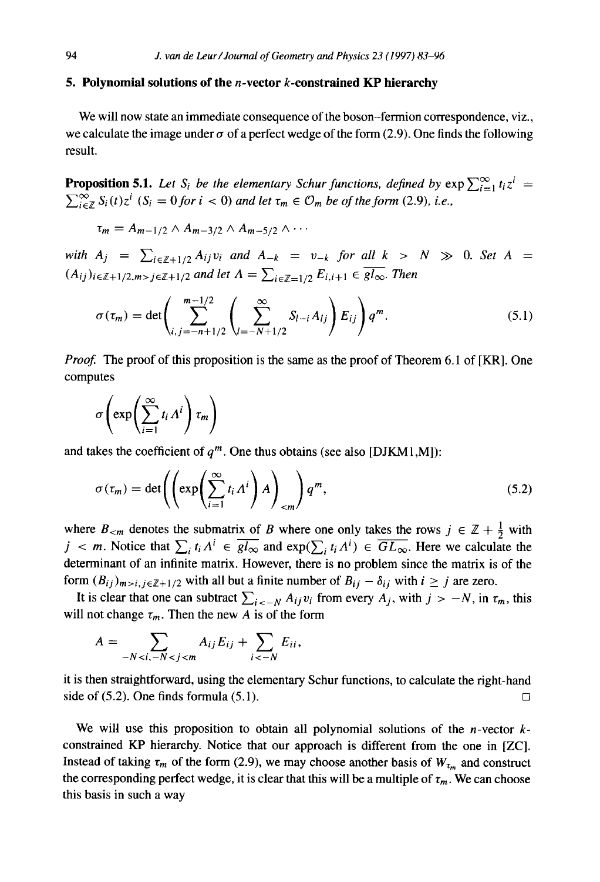## 5. Polynomial solutions of the $n$-vector $k$-constrained KP hierarchy

We will now state an immediate consequence of the boson–fermion correspondence, viz., we calculate the image under $\sigma$ of a perfect wedge of the form (2.9). One finds the following result.

**Proposition 5.1.** *Let $S_i$ be the elementary Schur functions, defined by* $\exp \sum_{i=1}^{\infty} t_i z^i = \sum_{i\in\mathbb{Z}}^{\infty} S_i(t) z^i$ *($S_i = 0$ for $i < 0$) and let $\tau_m \in \mathcal{O}_m$ be of the form (2.9), i.e.,*

$$\tau_m = A_{m-1/2} \wedge A_{m-3/2} \wedge A_{m-5/2} \wedge \cdots$$

*with $A_j = \sum_{i\in\mathbb{Z}+1/2} A_{ij} v_i$ and $A_{-k} = v_{-k}$ for all $k > N \gg 0$. Set $A = (A_{ij})_{i\in\mathbb{Z}+1/2, m>j\in\mathbb{Z}+1/2}$ and let $\Lambda = \sum_{i\in\mathbb{Z}=1/2} E_{i,i+1} \in \overline{gl_\infty}$. Then*

$$\sigma(\tau_m) = \det\left( \sum_{i,j=-n+1/2}^{m-1/2} \left( \sum_{l=-N+1/2}^{\infty} S_{l-i} A_{lj} \right) E_{ij} \right) q^m. \tag{5.1}$$

*Proof.* The proof of this proposition is the same as the proof of Theorem 6.1 of [KR]. One computes

$$\sigma\left( \exp\left( \sum_{i=1}^{\infty} t_i \Lambda^i \right) \tau_m \right)$$

and takes the coefficient of $q^m$. One thus obtains (see also [DJKM1,M]):

$$\sigma(\tau_m) = \det\left( \left( \exp\left( \sum_{i=1}^{\infty} t_i \Lambda^i \right) A \right)_{<m} \right) q^m, \tag{5.2}$$

where $B_{<m}$ denotes the submatrix of $B$ where one only takes the rows $j \in \mathbb{Z} + \frac{1}{2}$ with $j < m$. Notice that $\sum_i t_i \Lambda^i \in \overline{gl_\infty}$ and $\exp(\sum_i t_i \Lambda^i) \in \overline{GL_\infty}$. Here we calculate the determinant of an infinite matrix. However, there is no problem since the matrix is of the form $(B_{ij})_{m>i,j\in\mathbb{Z}+1/2}$ with all but a finite number of $B_{ij} - \delta_{ij}$ with $i \geq j$ are zero.

It is clear that one can subtract $\sum_{i<-N} A_{ij} v_i$ from every $A_j$, with $j > -N$, in $\tau_m$, this will not change $\tau_m$. Then the new $A$ is of the form

$$A = \sum_{-N<i,-N<j<m} A_{ij} E_{ij} + \sum_{i<-N} E_{ii},$$

it is then straightforward, using the elementary Schur functions, to calculate the right-hand side of (5.2). One finds formula (5.1). $\square$

We will use this proposition to obtain all polynomial solutions of the $n$-vector $k$-constrained KP hierarchy. Notice that our approach is different from the one in [ZC]. Instead of taking $\tau_m$ of the form (2.9), we may choose another basis of $W_{\tau_m}$ and construct the corresponding perfect wedge, it is clear that this will be a multiple of $\tau_m$. We can choose this basis in such a way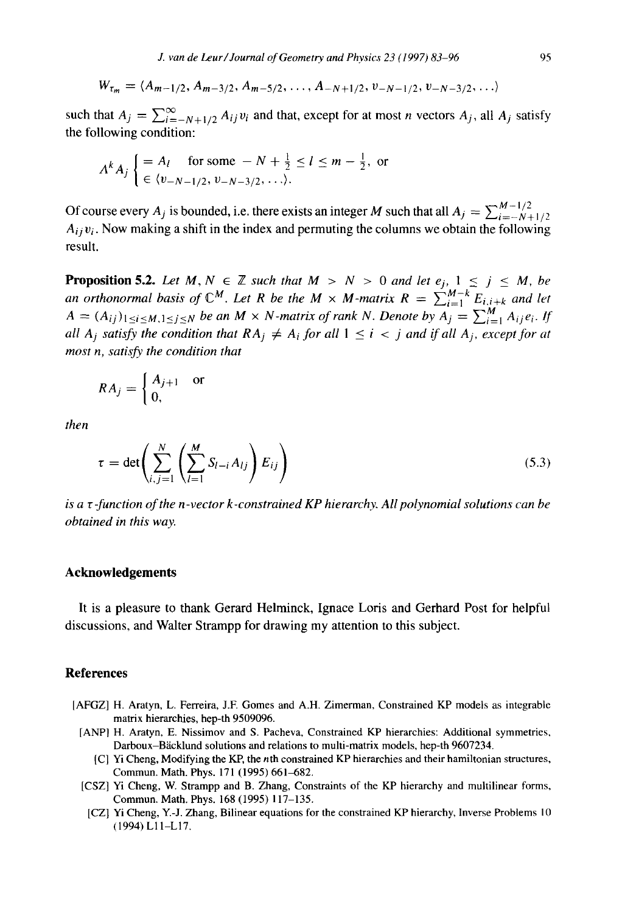$$W_{\tau_m} = \langle A_{m-1/2}, A_{m-3/2}, A_{m-5/2}, \ldots, A_{-N+1/2}, v_{-N-1/2}, v_{-N-3/2}, \ldots\rangle$$

such that $A_j = \sum_{i=-N+1/2}^{\infty} A_{ij} v_i$ and that, except for at most $n$ vectors $A_j$, all $A_j$ satisfy the following condition:

$$A^k A_j \begin{cases} = A_l & \text{for some } -N + \frac{1}{2} \leq l \leq m - \frac{1}{2}, \text{ or} \\ \in \langle v_{-N-1/2}, v_{-N-3/2}, \ldots \rangle. \end{cases}$$

Of course every $A_j$ is bounded, i.e. there exists an integer $M$ such that all $A_j = \sum_{i=-N+1/2}^{M-1/2} A_{ij} v_i$. Now making a shift in the index and permuting the columns we obtain the following result.

**Proposition 5.2.** *Let $M, N \in \mathbb{Z}$ such that $M > N > 0$ and let $e_j$, $1 \leq j \leq M$, be an orthonormal basis of $\mathbb{C}^M$. Let $R$ be the $M \times M$-matrix $R = \sum_{i=1}^{M-k} E_{i,i+k}$ and let $A = (A_{ij})_{1 \leq i \leq M, 1 \leq j \leq N}$ be an $M \times N$-matrix of rank $N$. Denote by $A_j = \sum_{i=1}^{M} A_{ij} e_i$. If all $A_j$ satisfy the condition that $RA_j \neq A_i$ for all $1 \leq i < j$ and if all $A_j$, except for at most $n$, satisfy the condition that*

$$RA_j = \begin{cases} A_{j+1} & \text{or} \\ 0, \end{cases}$$

*then*

$$\tau = \det\left( \sum_{i,j=1}^{N} \left( \sum_{l=1}^{M} S_{l-i} A_{lj} \right) E_{ij} \right) \tag{5.3}$$

*is a $\tau$-function of the $n$-vector $k$-constrained KP hierarchy. All polynomial solutions can be obtained in this way.*

## Acknowledgements

It is a pleasure to thank Gerard Helminck, Ignace Loris and Gerhard Post for helpful discussions, and Walter Strampp for drawing my attention to this subject.

## References

[AFGZ] H. Aratyn, L. Ferreira, J.F. Gomes and A.H. Zimerman, Constrained KP models as integrable matrix hierarchies, hep-th 9509096.

[ANP] H. Aratyn, E. Nissimov and S. Pacheva, Constrained KP hierarchies: Additional symmetries, Darboux–Bäcklund solutions and relations to multi-matrix models, hep-th 9607234.

[C] Yi Cheng, Modifying the KP, the $n$th constrained KP hierarchies and their hamiltonian structures, Commun. Math. Phys. 171 (1995) 661–682.

[CSZ] Yi Cheng, W. Strampp and B. Zhang, Constraints of the KP hierarchy and multilinear forms, Commun. Math. Phys. 168 (1995) 117–135.

[CZ] Yi Cheng, Y.-J. Zhang, Bilinear equations for the constrained KP hierarchy, Inverse Problems 10 (1994) L11–L17.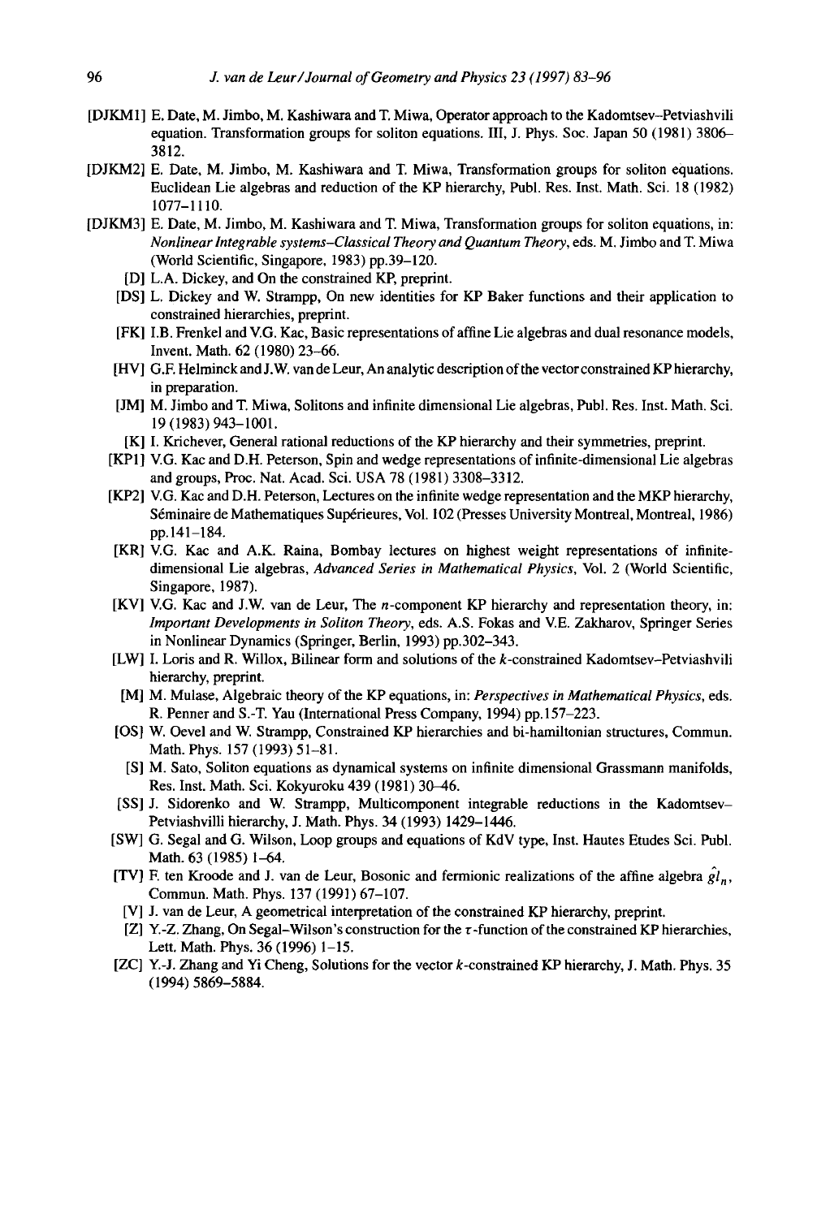[DJKM1] E. Date, M. Jimbo, M. Kashiwara and T. Miwa, Operator approach to the Kadomtsev–Petviashvili equation. Transformation groups for soliton equations. III, J. Phys. Soc. Japan 50 (1981) 3806–3812.

[DJKM2] E. Date, M. Jimbo, M. Kashiwara and T. Miwa, Transformation groups for soliton equations. Euclidean Lie algebras and reduction of the KP hierarchy, Publ. Res. Inst. Math. Sci. 18 (1982) 1077–1110.

[DJKM3] E. Date, M. Jimbo, M. Kashiwara and T. Miwa, Transformation groups for soliton equations, in: *Nonlinear Integrable systems–Classical Theory and Quantum Theory*, eds. M. Jimbo and T. Miwa (World Scientific, Singapore, 1983) pp.39–120.

[D] L.A. Dickey, and On the constrained KP, preprint.

[DS] L. Dickey and W. Strampp, On new identities for KP Baker functions and their application to constrained hierarchies, preprint.

[FK] I.B. Frenkel and V.G. Kac, Basic representations of affine Lie algebras and dual resonance models, Invent. Math. 62 (1980) 23–66.

[HV] G.F. Helminck and J.W. van de Leur, An analytic description of the vector constrained KP hierarchy, in preparation.

[JM] M. Jimbo and T. Miwa, Solitons and infinite dimensional Lie algebras, Publ. Res. Inst. Math. Sci. 19 (1983) 943–1001.

[K] I. Krichever, General rational reductions of the KP hierarchy and their symmetries, preprint.

[KP1] V.G. Kac and D.H. Peterson, Spin and wedge representations of infinite-dimensional Lie algebras and groups, Proc. Nat. Acad. Sci. USA 78 (1981) 3308–3312.

[KP2] V.G. Kac and D.H. Peterson, Lectures on the infinite wedge representation and the MKP hierarchy, Sèminaire de Mathematiques Supèrieures, Vol. 102 (Presses University Montreal, Montreal, 1986) pp.141–184.

[KR] V.G. Kac and A.K. Raina, Bombay lectures on highest weight representations of infinite-dimensional Lie algebras, *Advanced Series in Mathematical Physics*, Vol. 2 (World Scientific, Singapore, 1987).

[KV] V.G. Kac and J.W. van de Leur, The $n$-component KP hierarchy and representation theory, in: *Important Developments in Soliton Theory*, eds. A.S. Fokas and V.E. Zakharov, Springer Series in Nonlinear Dynamics (Springer, Berlin, 1993) pp.302–343.

[LW] I. Loris and R. Willox, Bilinear form and solutions of the $k$-constrained Kadomtsev–Petviashvili hierarchy, preprint.

[M] M. Mulase, Algebraic theory of the KP equations, in: *Perspectives in Mathematical Physics*, eds. R. Penner and S.-T. Yau (International Press Company, 1994) pp.157–223.

[OS] W. Oevel and W. Strampp, Constrained KP hierarchies and bi-hamiltonian structures, Commun. Math. Phys. 157 (1993) 51–81.

[S] M. Sato, Soliton equations as dynamical systems on infinite dimensional Grassmann manifolds, Res. Inst. Math. Sci. Kokyuroku 439 (1981) 30–46.

[SS] J. Sidorenko and W. Strampp, Multicomponent integrable reductions in the Kadomtsev–Petviashvilli hierarchy, J. Math. Phys. 34 (1993) 1429–1446.

[SW] G. Segal and G. Wilson, Loop groups and equations of KdV type, Inst. Hautes Etudes Sci. Publ. Math. 63 (1985) 1–64.

[TV] F. ten Kroode and J. van de Leur, Bosonic and fermionic realizations of the affine algebra $\hat{gl}_n$, Commun. Math. Phys. 137 (1991) 67–107.

[V] J. van de Leur, A geometrical interpretation of the constrained KP hierarchy, preprint.

[Z] Y.-Z. Zhang, On Segal-Wilson's construction for the $\tau$-function of the constrained KP hierarchies, Lett. Math. Phys. 36 (1996) 1–15.

[ZC] Y.-J. Zhang and Yi Cheng, Solutions for the vector $k$-constrained KP hierarchy, J. Math. Phys. 35 (1994) 5869–5884.